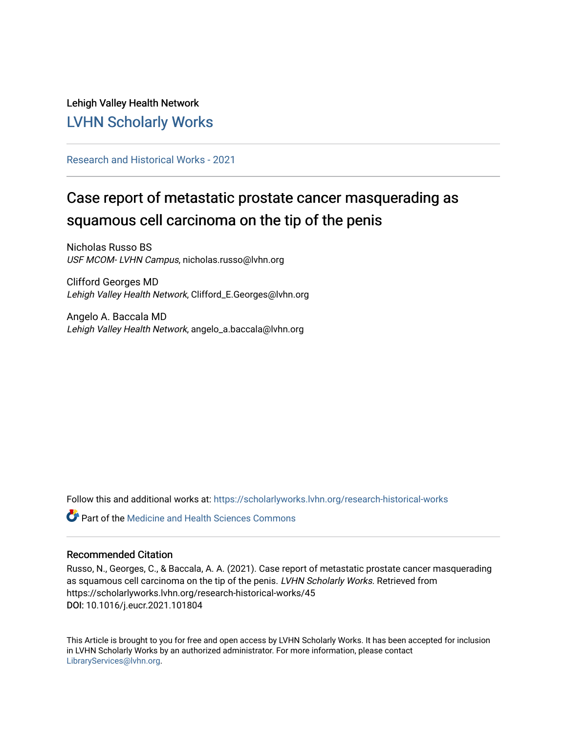Lehigh Valley Health Network

LVHN Scholarly Works

Research and Historical Works - 2021

# Case report of metastatic prostate cancer masquerading as squamous cell carcinoma on the tip of the penis

Nicholas Russo BS
*USF MCOM- LVHN Campus*, nicholas.russo@lvhn.org

Clifford Georges MD
*Lehigh Valley Health Network*, Clifford_E.Georges@lvhn.org

Angelo A. Baccala MD
*Lehigh Valley Health Network*, angelo_a.baccala@lvhn.org

Follow this and additional works at: https://scholarlyworks.lvhn.org/research-historical-works

Part of the Medicine and Health Sciences Commons

## Recommended Citation

Russo, N., Georges, C., & Baccala, A. A. (2021). Case report of metastatic prostate cancer masquerading as squamous cell carcinoma on the tip of the penis. *LVHN Scholarly Works*. Retrieved from https://scholarlyworks.lvhn.org/research-historical-works/45
**DOI:** 10.1016/j.eucr.2021.101804

This Article is brought to you for free and open access by LVHN Scholarly Works. It has been accepted for inclusion in LVHN Scholarly Works by an authorized administrator. For more information, please contact LibraryServices@lvhn.org.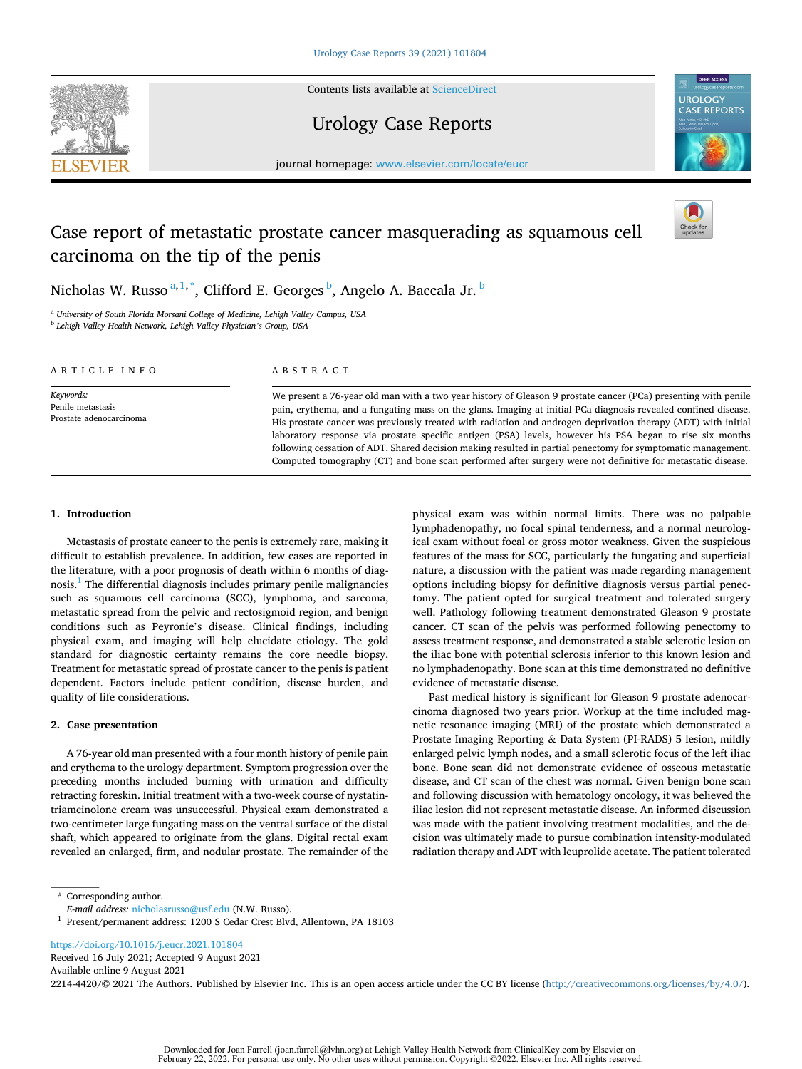# Case report of metastatic prostate cancer masquerading as squamous cell carcinoma on the tip of the penis

Nicholas W. Russo[a,1,*], Clifford E. Georges[b], Angelo A. Baccala Jr.[b]

[a] *University of South Florida Morsani College of Medicine, Lehigh Valley Campus, USA*
[b] *Lehigh Valley Health Network, Lehigh Valley Physician's Group, USA*

ARTICLE INFO

*Keywords:*
Penile metastasis
Prostate adenocarcinoma

ABSTRACT

We present a 76-year old man with a two year history of Gleason 9 prostate cancer (PCa) presenting with penile pain, erythema, and a fungating mass on the glans. Imaging at initial PCa diagnosis revealed confined disease. His prostate cancer was previously treated with radiation and androgen deprivation therapy (ADT) with initial laboratory response via prostate specific antigen (PSA) levels, however his PSA began to rise six months following cessation of ADT. Shared decision making resulted in partial penectomy for symptomatic management. Computed tomography (CT) and bone scan performed after surgery were not definitive for metastatic disease.

## 1. Introduction

Metastasis of prostate cancer to the penis is extremely rare, making it difficult to establish prevalence. In addition, few cases are reported in the literature, with a poor prognosis of death within 6 months of diagnosis.[1] The differential diagnosis includes primary penile malignancies such as squamous cell carcinoma (SCC), lymphoma, and sarcoma, metastatic spread from the pelvic and rectosigmoid region, and benign conditions such as Peyronie's disease. Clinical findings, including physical exam, and imaging will help elucidate etiology. The gold standard for diagnostic certainty remains the core needle biopsy. Treatment for metastatic spread of prostate cancer to the penis is patient dependent. Factors include patient condition, disease burden, and quality of life considerations.

## 2. Case presentation

A 76-year old man presented with a four month history of penile pain and erythema to the urology department. Symptom progression over the preceding months included burning with urination and difficulty retracting foreskin. Initial treatment with a two-week course of nystatin-triamcinolone cream was unsuccessful. Physical exam demonstrated a two-centimeter large fungating mass on the ventral surface of the distal shaft, which appeared to originate from the glans. Digital rectal exam revealed an enlarged, firm, and nodular prostate. The remainder of the physical exam was within normal limits. There was no palpable lymphadenopathy, no focal spinal tenderness, and a normal neurological exam without focal or gross motor weakness. Given the suspicious features of the mass for SCC, particularly the fungating and superficial nature, a discussion with the patient was made regarding management options including biopsy for definitive diagnosis versus partial penectomy. The patient opted for surgical treatment and tolerated surgery well. Pathology following treatment demonstrated Gleason 9 prostate cancer. CT scan of the pelvis was performed following penectomy to assess treatment response, and demonstrated a stable sclerotic lesion on the iliac bone with potential sclerosis inferior to this known lesion and no lymphadenopathy. Bone scan at this time demonstrated no definitive evidence of metastatic disease.

Past medical history is significant for Gleason 9 prostate adenocarcinoma diagnosed two years prior. Workup at the time included magnetic resonance imaging (MRI) of the prostate which demonstrated a Prostate Imaging Reporting & Data System (PI-RADS) 5 lesion, mildly enlarged pelvic lymph nodes, and a small sclerotic focus of the left iliac bone. Bone scan did not demonstrate evidence of osseous metastatic disease, and CT scan of the chest was normal. Given benign bone scan and following discussion with hematology oncology, it was believed the iliac lesion did not represent metastatic disease. An informed discussion was made with the patient involving treatment modalities, and the decision was ultimately made to pursue combination intensity-modulated radiation therapy and ADT with leuprolide acetate. The patient tolerated

\* Corresponding author.
*E-mail address:* nicholasrusso@usf.edu (N.W. Russo).
[1] Present/permanent address: 1200 S Cedar Crest Blvd, Allentown, PA 18103

https://doi.org/10.1016/j.eucr.2021.101804
Received 16 July 2021; Accepted 9 August 2021
Available online 9 August 2021
2214-4420/© 2021 The Authors. Published by Elsevier Inc. This is an open access article under the CC BY license (http://creativecommons.org/licenses/by/4.0/).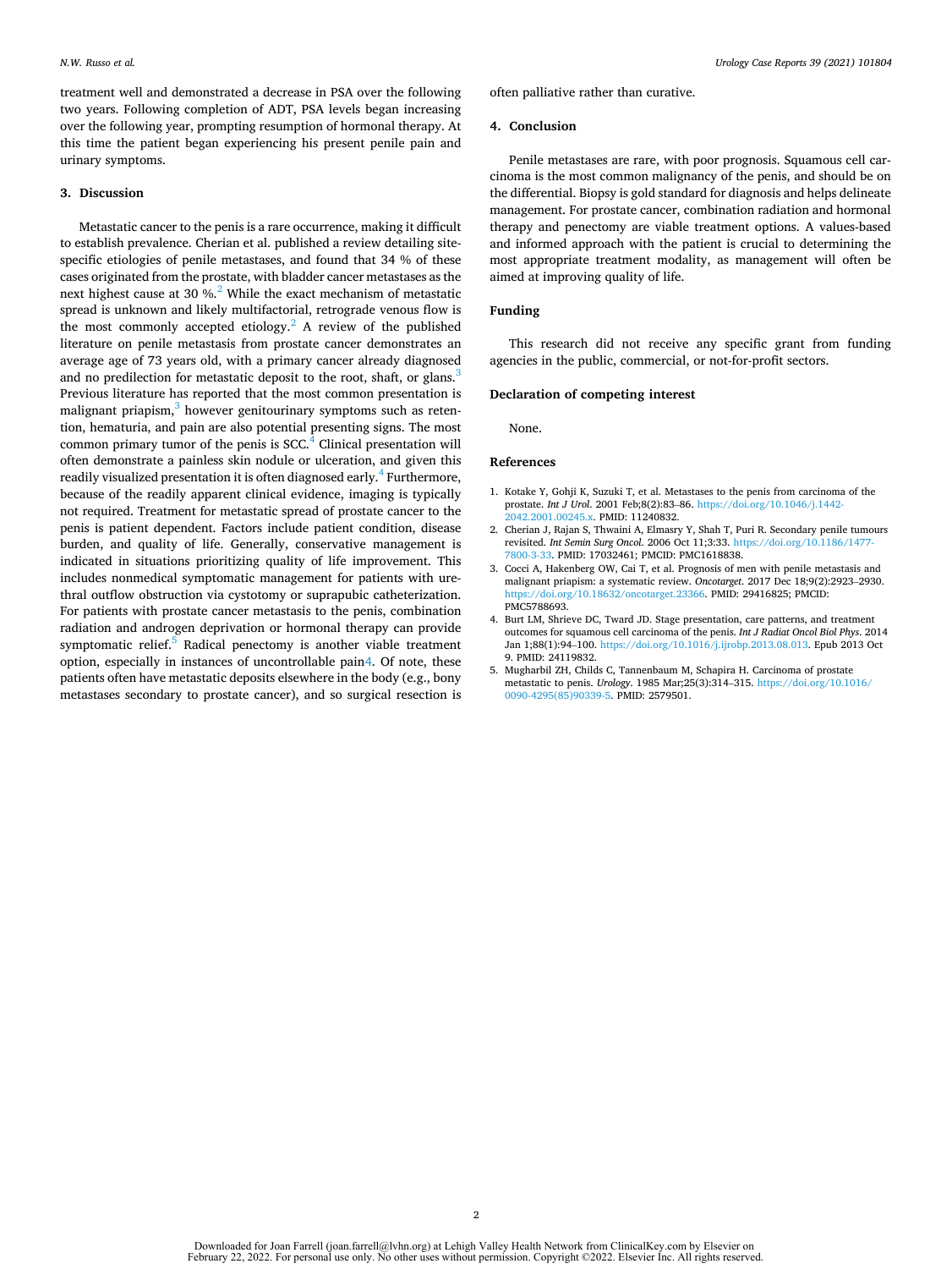treatment well and demonstrated a decrease in PSA over the following two years. Following completion of ADT, PSA levels began increasing over the following year, prompting resumption of hormonal therapy. At this time the patient began experiencing his present penile pain and urinary symptoms.

## 3. Discussion

Metastatic cancer to the penis is a rare occurrence, making it difficult to establish prevalence. Cherian et al. published a review detailing site-specific etiologies of penile metastases, and found that 34 % of these cases originated from the prostate, with bladder cancer metastases as the next highest cause at 30 %.[2] While the exact mechanism of metastatic spread is unknown and likely multifactorial, retrograde venous flow is the most commonly accepted etiology.[2] A review of the published literature on penile metastasis from prostate cancer demonstrates an average age of 73 years old, with a primary cancer already diagnosed and no predilection for metastatic deposit to the root, shaft, or glans.[3] Previous literature has reported that the most common presentation is malignant priapism,[3] however genitourinary symptoms such as retention, hematuria, and pain are also potential presenting signs. The most common primary tumor of the penis is SCC.[4] Clinical presentation will often demonstrate a painless skin nodule or ulceration, and given this readily visualized presentation it is often diagnosed early.[4] Furthermore, because of the readily apparent clinical evidence, imaging is typically not required. Treatment for metastatic spread of prostate cancer to the penis is patient dependent. Factors include patient condition, disease burden, and quality of life. Generally, conservative management is indicated in situations prioritizing quality of life improvement. This includes nonmedical symptomatic management for patients with urethral outflow obstruction via cystotomy or suprapubic catheterization. For patients with prostate cancer metastasis to the penis, combination radiation and androgen deprivation or hormonal therapy can provide symptomatic relief.[5] Radical penectomy is another viable treatment option, especially in instances of uncontrollable pain[4]. Of note, these patients often have metastatic deposits elsewhere in the body (e.g., bony metastases secondary to prostate cancer), and so surgical resection is often palliative rather than curative.

## 4. Conclusion

Penile metastases are rare, with poor prognosis. Squamous cell carcinoma is the most common malignancy of the penis, and should be on the differential. Biopsy is gold standard for diagnosis and helps delineate management. For prostate cancer, combination radiation and hormonal therapy and penectomy are viable treatment options. A values-based and informed approach with the patient is crucial to determining the most appropriate treatment modality, as management will often be aimed at improving quality of life.

## Funding

This research did not receive any specific grant from funding agencies in the public, commercial, or not-for-profit sectors.

## Declaration of competing interest

None.

## References

1. Kotake Y, Gohji K, Suzuki T, et al. Metastases to the penis from carcinoma of the prostate. *Int J Urol*. 2001 Feb;8(2):83–86. https://doi.org/10.1046/j.1442-2042.2001.00245.x. PMID: 11240832.
2. Cherian J, Rajan S, Thwaini A, Elmasry Y, Shah T, Puri R. Secondary penile tumours revisited. *Int Semin Surg Oncol*. 2006 Oct 11;3:33. https://doi.org/10.1186/1477-7800-3-33. PMID: 17032461; PMCID: PMC1618838.
3. Cocci A, Hakenberg OW, Cai T, et al. Prognosis of men with penile metastasis and malignant priapism: a systematic review. *Oncotarget*. 2017 Dec 18;9(2):2923–2930. https://doi.org/10.18632/oncotarget.23366. PMID: 29416825; PMCID: PMC5788693.
4. Burt LM, Shrieve DC, Tward JD. Stage presentation, care patterns, and treatment outcomes for squamous cell carcinoma of the penis. *Int J Radiat Oncol Biol Phys*. 2014 Jan 1;88(1):94–100. https://doi.org/10.1016/j.ijrobp.2013.08.013. Epub 2013 Oct 9. PMID: 24119832.
5. Mugharbil ZH, Childs C, Tannenbaum M, Schapira H. Carcinoma of prostate metastatic to penis. *Urology*. 1985 Mar;25(3):314–315. https://doi.org/10.1016/0090-4295(85)90339-5. PMID: 2579501.

Downloaded for Joan Farrell (joan.farrell@lvhn.org) at Lehigh Valley Health Network from ClinicalKey.com by Elsevier on February 22, 2022. For personal use only. No other uses without permission. Copyright ©2022. Elsevier Inc. All rights reserved.